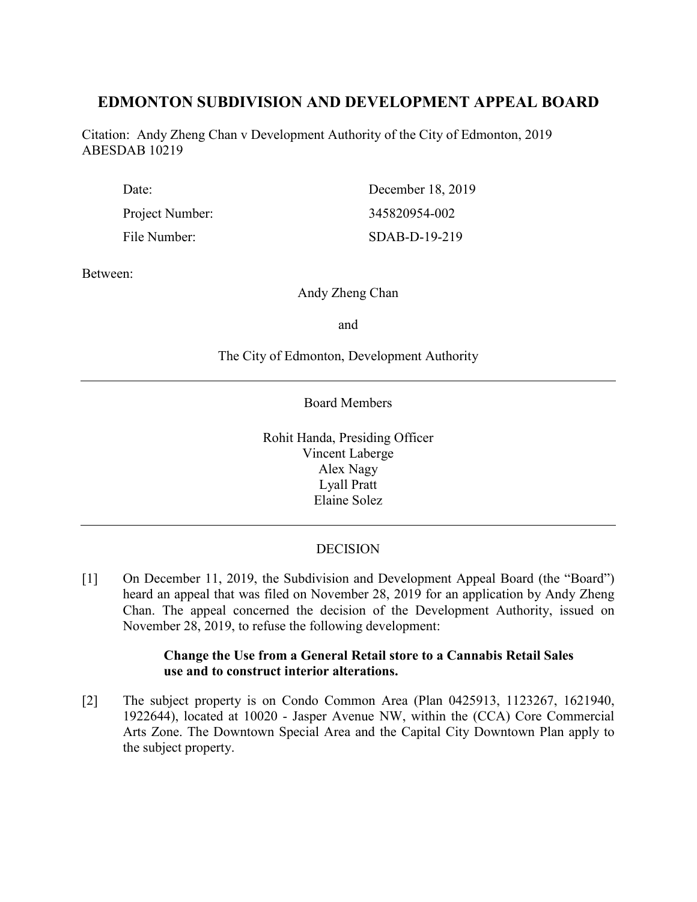# EDMONTON SUBDIVISION AND DEVELOPMENT APPEAL BOARD

Citation: Andy Zheng Chan v Development Authority of the City of Edmonton, 2019 ABESDAB 10219

| | |
|---|---|
| Date: | December 18, 2019 |
| Project Number: | 345820954-002 |
| File Number: | SDAB-D-19-219 |

Between:

Andy Zheng Chan

and

The City of Edmonton, Development Authority

---

Board Members

Rohit Handa, Presiding Officer
Vincent Laberge
Alex Nagy
Lyall Pratt
Elaine Solez

---

DECISION

[1] On December 11, 2019, the Subdivision and Development Appeal Board (the "Board") heard an appeal that was filed on November 28, 2019 for an application by Andy Zheng Chan. The appeal concerned the decision of the Development Authority, issued on November 28, 2019, to refuse the following development:

> **Change the Use from a General Retail store to a Cannabis Retail Sales use and to construct interior alterations.**

[2] The subject property is on Condo Common Area (Plan 0425913, 1123267, 1621940, 1922644), located at 10020 - Jasper Avenue NW, within the (CCA) Core Commercial Arts Zone. The Downtown Special Area and the Capital City Downtown Plan apply to the subject property.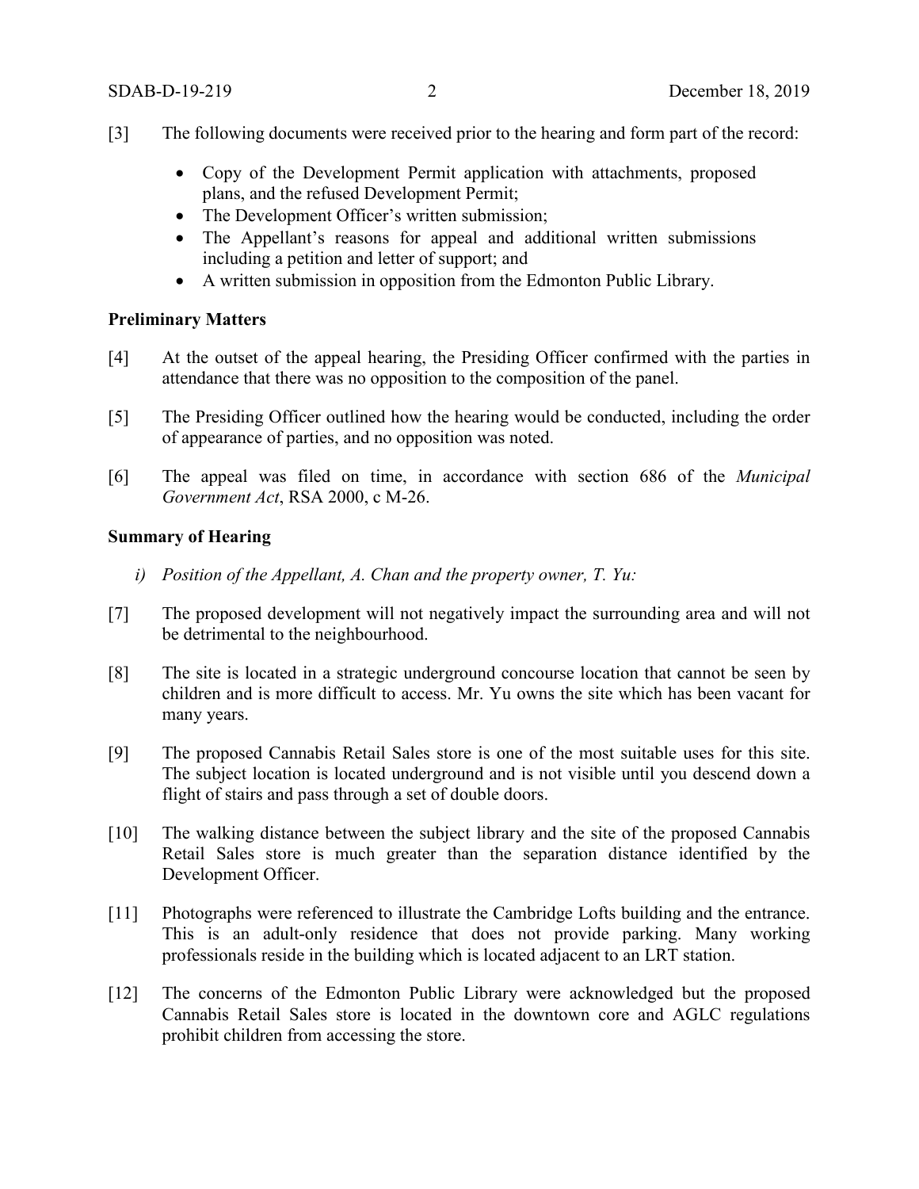[3] The following documents were received prior to the hearing and form part of the record:

- Copy of the Development Permit application with attachments, proposed plans, and the refused Development Permit;
- The Development Officer's written submission;
- The Appellant's reasons for appeal and additional written submissions including a petition and letter of support; and
- A written submission in opposition from the Edmonton Public Library.

**Preliminary Matters**

[4] At the outset of the appeal hearing, the Presiding Officer confirmed with the parties in attendance that there was no opposition to the composition of the panel.

[5] The Presiding Officer outlined how the hearing would be conducted, including the order of appearance of parties, and no opposition was noted.

[6] The appeal was filed on time, in accordance with section 686 of the *Municipal Government Act*, RSA 2000, c M-26.

**Summary of Hearing**

*i) Position of the Appellant, A. Chan and the property owner, T. Yu:*

[7] The proposed development will not negatively impact the surrounding area and will not be detrimental to the neighbourhood.

[8] The site is located in a strategic underground concourse location that cannot be seen by children and is more difficult to access. Mr. Yu owns the site which has been vacant for many years.

[9] The proposed Cannabis Retail Sales store is one of the most suitable uses for this site. The subject location is located underground and is not visible until you descend down a flight of stairs and pass through a set of double doors.

[10] The walking distance between the subject library and the site of the proposed Cannabis Retail Sales store is much greater than the separation distance identified by the Development Officer.

[11] Photographs were referenced to illustrate the Cambridge Lofts building and the entrance. This is an adult-only residence that does not provide parking. Many working professionals reside in the building which is located adjacent to an LRT station.

[12] The concerns of the Edmonton Public Library were acknowledged but the proposed Cannabis Retail Sales store is located in the downtown core and AGLC regulations prohibit children from accessing the store.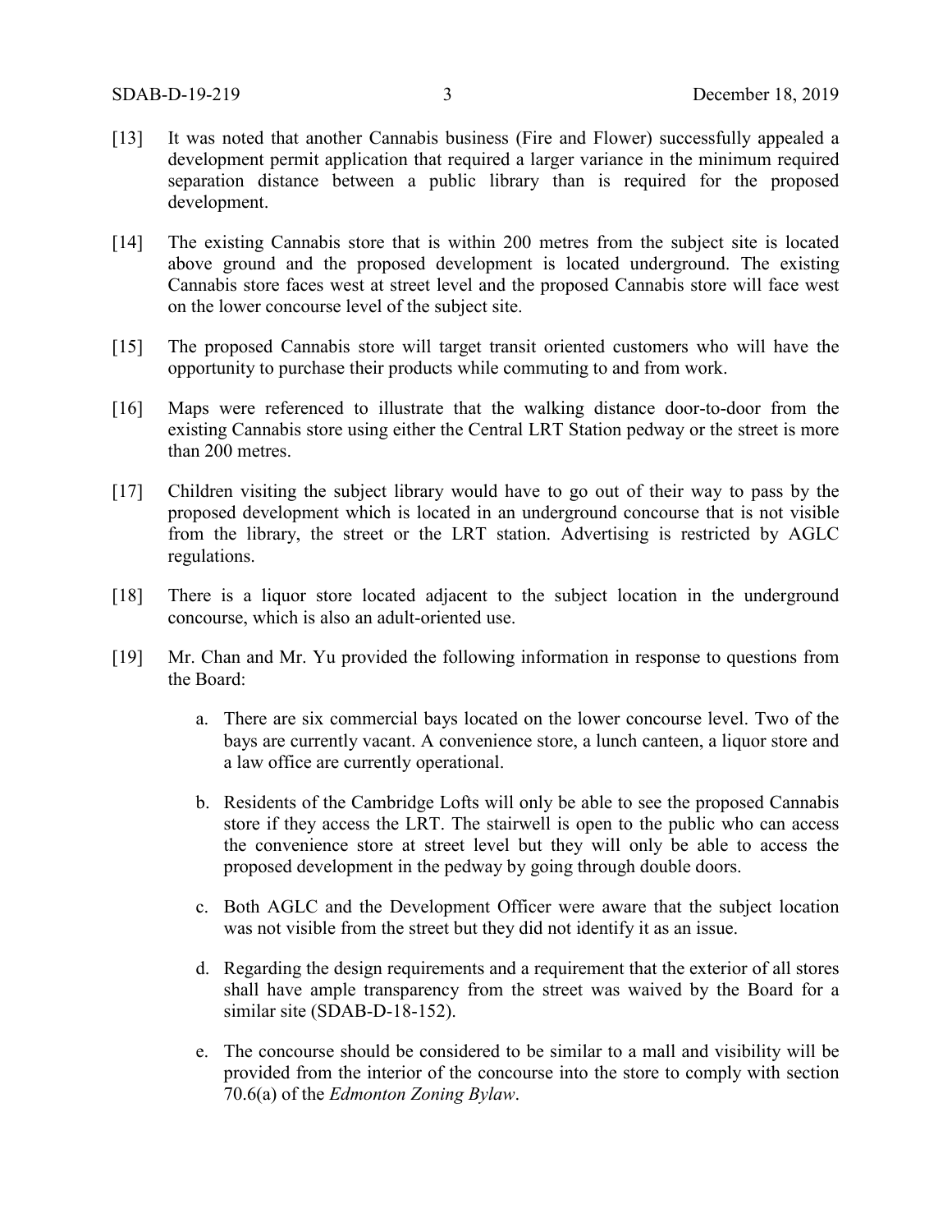[13] It was noted that another Cannabis business (Fire and Flower) successfully appealed a development permit application that required a larger variance in the minimum required separation distance between a public library than is required for the proposed development.

[14] The existing Cannabis store that is within 200 metres from the subject site is located above ground and the proposed development is located underground. The existing Cannabis store faces west at street level and the proposed Cannabis store will face west on the lower concourse level of the subject site.

[15] The proposed Cannabis store will target transit oriented customers who will have the opportunity to purchase their products while commuting to and from work.

[16] Maps were referenced to illustrate that the walking distance door-to-door from the existing Cannabis store using either the Central LRT Station pedway or the street is more than 200 metres.

[17] Children visiting the subject library would have to go out of their way to pass by the proposed development which is located in an underground concourse that is not visible from the library, the street or the LRT station. Advertising is restricted by AGLC regulations.

[18] There is a liquor store located adjacent to the subject location in the underground concourse, which is also an adult-oriented use.

[19] Mr. Chan and Mr. Yu provided the following information in response to questions from the Board:

a. There are six commercial bays located on the lower concourse level. Two of the bays are currently vacant. A convenience store, a lunch canteen, a liquor store and a law office are currently operational.

b. Residents of the Cambridge Lofts will only be able to see the proposed Cannabis store if they access the LRT. The stairwell is open to the public who can access the convenience store at street level but they will only be able to access the proposed development in the pedway by going through double doors.

c. Both AGLC and the Development Officer were aware that the subject location was not visible from the street but they did not identify it as an issue.

d. Regarding the design requirements and a requirement that the exterior of all stores shall have ample transparency from the street was waived by the Board for a similar site (SDAB-D-18-152).

e. The concourse should be considered to be similar to a mall and visibility will be provided from the interior of the concourse into the store to comply with section 70.6(a) of the *Edmonton Zoning Bylaw*.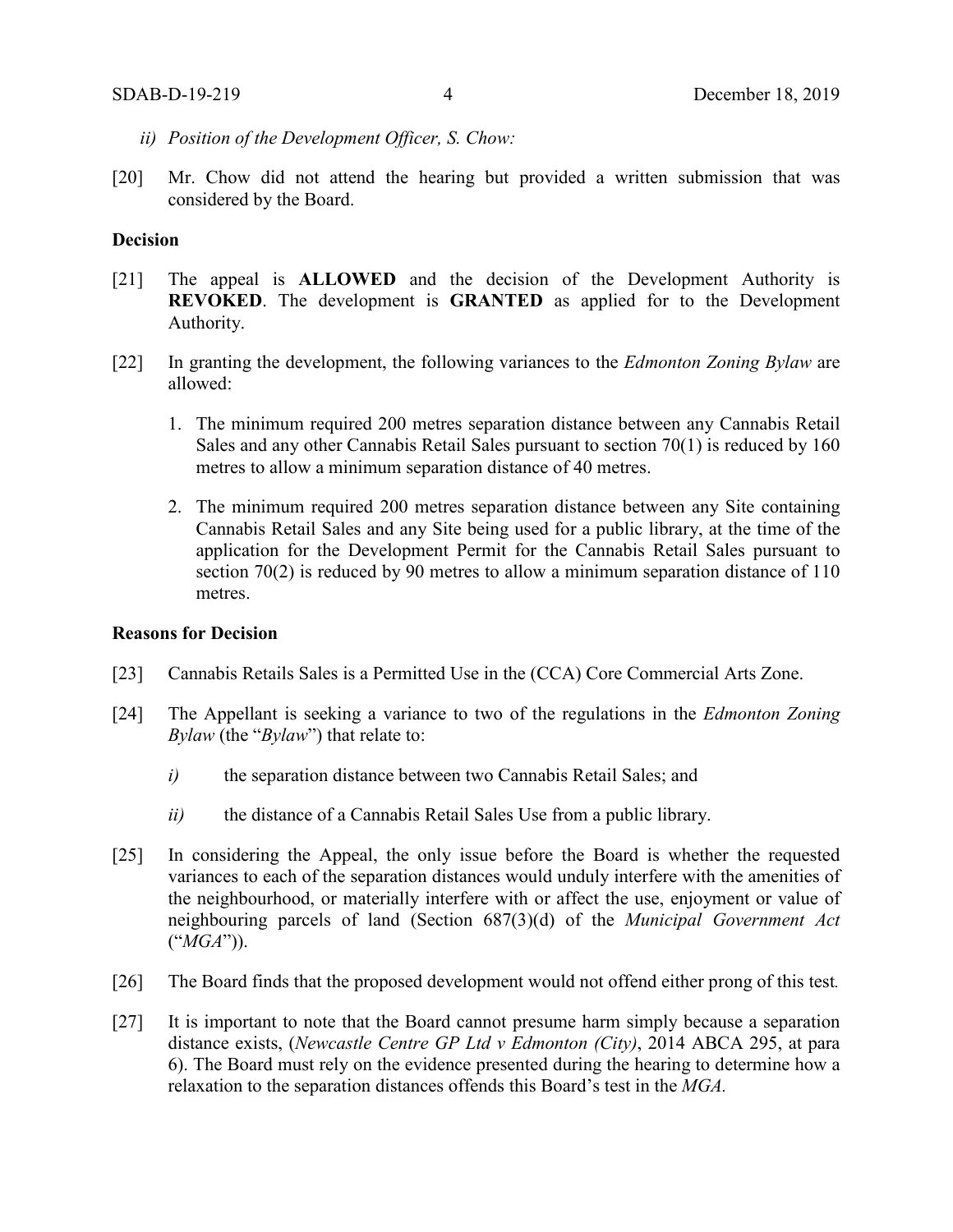*ii) Position of the Development Officer, S. Chow:*

[20] Mr. Chow did not attend the hearing but provided a written submission that was considered by the Board.

**Decision**

[21] The appeal is **ALLOWED** and the decision of the Development Authority is **REVOKED**. The development is **GRANTED** as applied for to the Development Authority.

[22] In granting the development, the following variances to the *Edmonton Zoning Bylaw* are allowed:

1. The minimum required 200 metres separation distance between any Cannabis Retail Sales and any other Cannabis Retail Sales pursuant to section 70(1) is reduced by 160 metres to allow a minimum separation distance of 40 metres.

2. The minimum required 200 metres separation distance between any Site containing Cannabis Retail Sales and any Site being used for a public library, at the time of the application for the Development Permit for the Cannabis Retail Sales pursuant to section 70(2) is reduced by 90 metres to allow a minimum separation distance of 110 metres.

**Reasons for Decision**

[23] Cannabis Retails Sales is a Permitted Use in the (CCA) Core Commercial Arts Zone.

[24] The Appellant is seeking a variance to two of the regulations in the *Edmonton Zoning Bylaw* (the "*Bylaw*") that relate to:

*i)* the separation distance between two Cannabis Retail Sales; and

*ii)* the distance of a Cannabis Retail Sales Use from a public library.

[25] In considering the Appeal, the only issue before the Board is whether the requested variances to each of the separation distances would unduly interfere with the amenities of the neighbourhood, or materially interfere with or affect the use, enjoyment or value of neighbouring parcels of land (Section 687(3)(d) of the *Municipal Government Act* ("*MGA*")).

[26] The Board finds that the proposed development would not offend either prong of this test.

[27] It is important to note that the Board cannot presume harm simply because a separation distance exists, (*Newcastle Centre GP Ltd v Edmonton (City)*, 2014 ABCA 295, at para 6). The Board must rely on the evidence presented during the hearing to determine how a relaxation to the separation distances offends this Board's test in the *MGA*.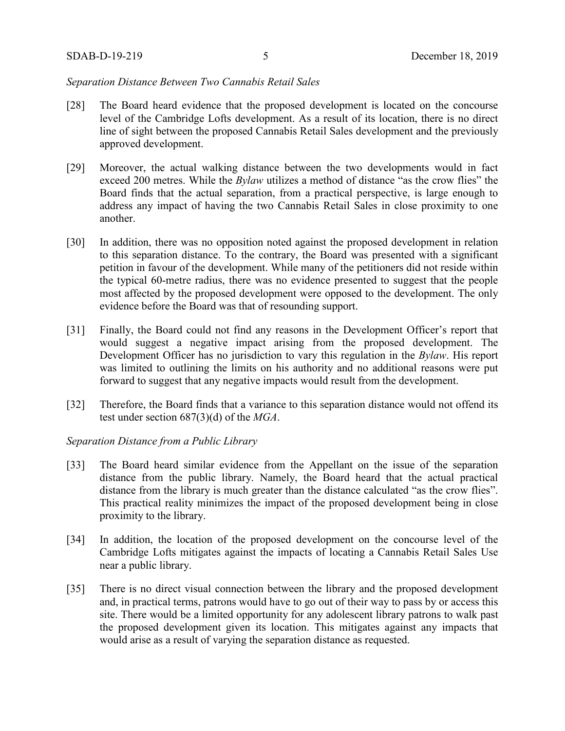*Separation Distance Between Two Cannabis Retail Sales*

[28] The Board heard evidence that the proposed development is located on the concourse level of the Cambridge Lofts development. As a result of its location, there is no direct line of sight between the proposed Cannabis Retail Sales development and the previously approved development.

[29] Moreover, the actual walking distance between the two developments would in fact exceed 200 metres. While the *Bylaw* utilizes a method of distance "as the crow flies" the Board finds that the actual separation, from a practical perspective, is large enough to address any impact of having the two Cannabis Retail Sales in close proximity to one another.

[30] In addition, there was no opposition noted against the proposed development in relation to this separation distance. To the contrary, the Board was presented with a significant petition in favour of the development. While many of the petitioners did not reside within the typical 60-metre radius, there was no evidence presented to suggest that the people most affected by the proposed development were opposed to the development. The only evidence before the Board was that of resounding support.

[31] Finally, the Board could not find any reasons in the Development Officer's report that would suggest a negative impact arising from the proposed development. The Development Officer has no jurisdiction to vary this regulation in the *Bylaw*. His report was limited to outlining the limits on his authority and no additional reasons were put forward to suggest that any negative impacts would result from the development.

[32] Therefore, the Board finds that a variance to this separation distance would not offend its test under section 687(3)(d) of the *MGA*.

*Separation Distance from a Public Library*

[33] The Board heard similar evidence from the Appellant on the issue of the separation distance from the public library. Namely, the Board heard that the actual practical distance from the library is much greater than the distance calculated "as the crow flies". This practical reality minimizes the impact of the proposed development being in close proximity to the library.

[34] In addition, the location of the proposed development on the concourse level of the Cambridge Lofts mitigates against the impacts of locating a Cannabis Retail Sales Use near a public library.

[35] There is no direct visual connection between the library and the proposed development and, in practical terms, patrons would have to go out of their way to pass by or access this site. There would be a limited opportunity for any adolescent library patrons to walk past the proposed development given its location. This mitigates against any impacts that would arise as a result of varying the separation distance as requested.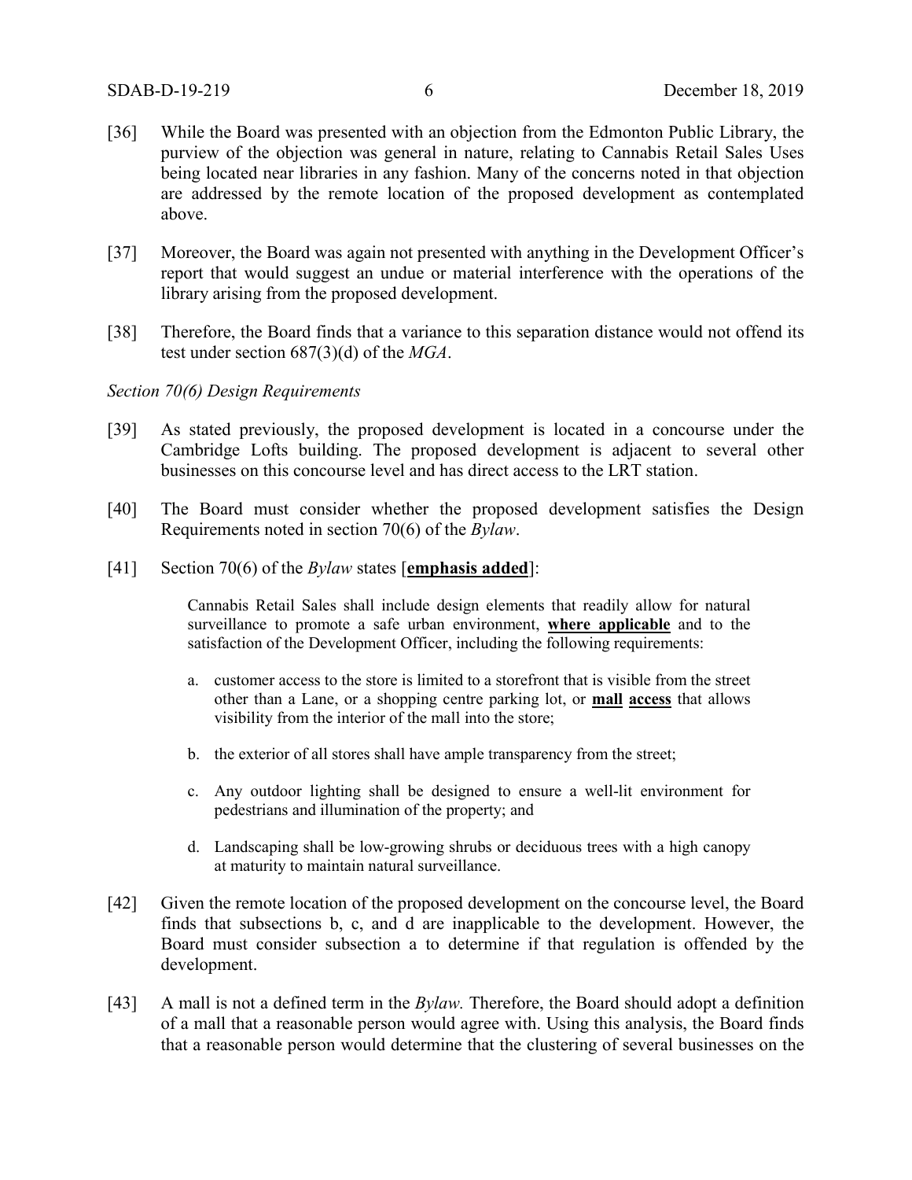[36] While the Board was presented with an objection from the Edmonton Public Library, the purview of the objection was general in nature, relating to Cannabis Retail Sales Uses being located near libraries in any fashion. Many of the concerns noted in that objection are addressed by the remote location of the proposed development as contemplated above.

[37] Moreover, the Board was again not presented with anything in the Development Officer's report that would suggest an undue or material interference with the operations of the library arising from the proposed development.

[38] Therefore, the Board finds that a variance to this separation distance would not offend its test under section 687(3)(d) of the *MGA*.

*Section 70(6) Design Requirements*

[39] As stated previously, the proposed development is located in a concourse under the Cambridge Lofts building. The proposed development is adjacent to several other businesses on this concourse level and has direct access to the LRT station.

[40] The Board must consider whether the proposed development satisfies the Design Requirements noted in section 70(6) of the *Bylaw*.

[41] Section 70(6) of the *Bylaw* states [**emphasis added**]:

> Cannabis Retail Sales shall include design elements that readily allow for natural surveillance to promote a safe urban environment, **where applicable** and to the satisfaction of the Development Officer, including the following requirements:
>
> a. customer access to the store is limited to a storefront that is visible from the street other than a Lane, or a shopping centre parking lot, or **mall access** that allows visibility from the interior of the mall into the store;
>
> b. the exterior of all stores shall have ample transparency from the street;
>
> c. Any outdoor lighting shall be designed to ensure a well-lit environment for pedestrians and illumination of the property; and
>
> d. Landscaping shall be low-growing shrubs or deciduous trees with a high canopy at maturity to maintain natural surveillance.

[42] Given the remote location of the proposed development on the concourse level, the Board finds that subsections b, c, and d are inapplicable to the development. However, the Board must consider subsection a to determine if that regulation is offended by the development.

[43] A mall is not a defined term in the *Bylaw.* Therefore, the Board should adopt a definition of a mall that a reasonable person would agree with. Using this analysis, the Board finds that a reasonable person would determine that the clustering of several businesses on the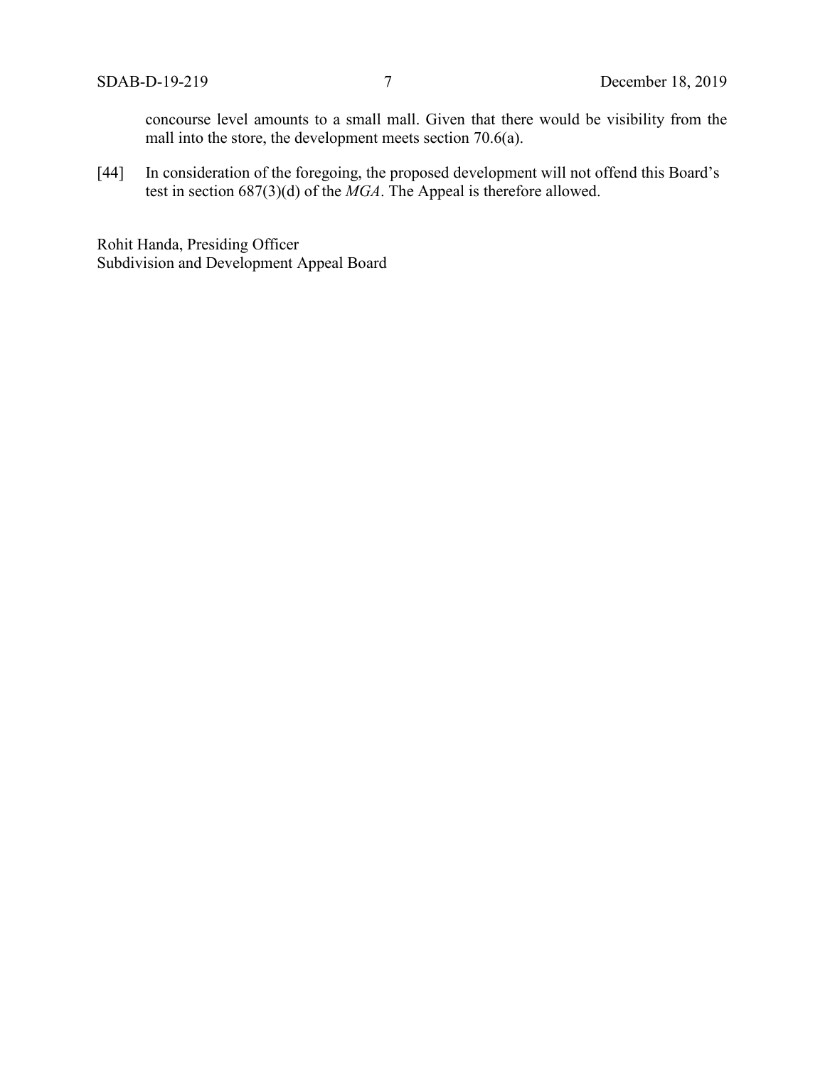concourse level amounts to a small mall. Given that there would be visibility from the mall into the store, the development meets section 70.6(a).

[44] In consideration of the foregoing, the proposed development will not offend this Board's test in section 687(3)(d) of the *MGA*. The Appeal is therefore allowed.

Rohit Handa, Presiding Officer
Subdivision and Development Appeal Board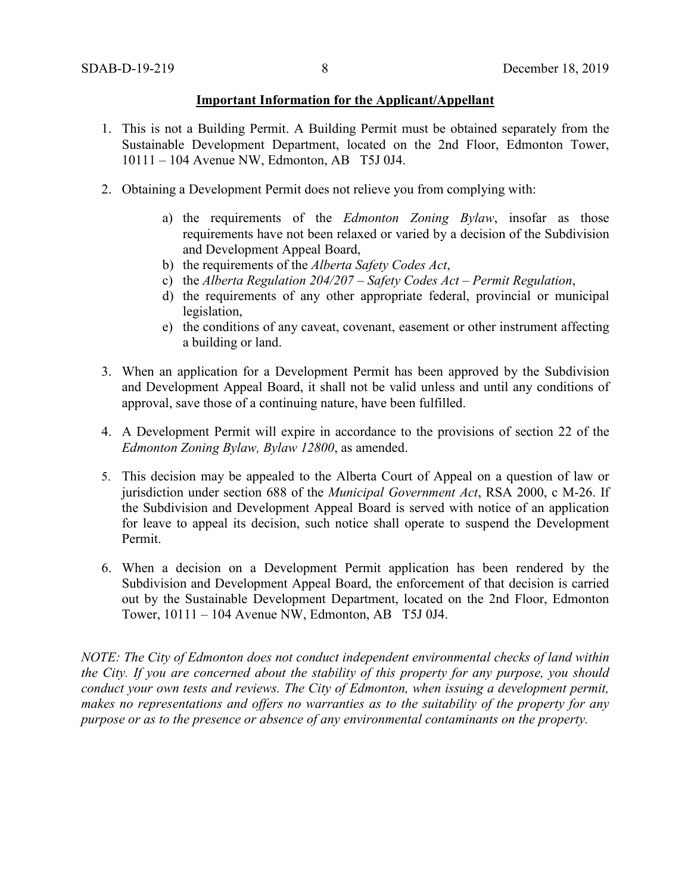**Important Information for the Applicant/Appellant**

1. This is not a Building Permit. A Building Permit must be obtained separately from the Sustainable Development Department, located on the 2nd Floor, Edmonton Tower, 10111 – 104 Avenue NW, Edmonton, AB T5J 0J4.

2. Obtaining a Development Permit does not relieve you from complying with:

    a) the requirements of the *Edmonton Zoning Bylaw*, insofar as those requirements have not been relaxed or varied by a decision of the Subdivision and Development Appeal Board,
    b) the requirements of the *Alberta Safety Codes Act*,
    c) the *Alberta Regulation 204/207 – Safety Codes Act – Permit Regulation*,
    d) the requirements of any other appropriate federal, provincial or municipal legislation,
    e) the conditions of any caveat, covenant, easement or other instrument affecting a building or land.

3. When an application for a Development Permit has been approved by the Subdivision and Development Appeal Board, it shall not be valid unless and until any conditions of approval, save those of a continuing nature, have been fulfilled.

4. A Development Permit will expire in accordance to the provisions of section 22 of the *Edmonton Zoning Bylaw, Bylaw 12800*, as amended.

5. This decision may be appealed to the Alberta Court of Appeal on a question of law or jurisdiction under section 688 of the *Municipal Government Act*, RSA 2000, c M-26. If the Subdivision and Development Appeal Board is served with notice of an application for leave to appeal its decision, such notice shall operate to suspend the Development Permit.

6. When a decision on a Development Permit application has been rendered by the Subdivision and Development Appeal Board, the enforcement of that decision is carried out by the Sustainable Development Department, located on the 2nd Floor, Edmonton Tower, 10111 – 104 Avenue NW, Edmonton, AB T5J 0J4.

*NOTE: The City of Edmonton does not conduct independent environmental checks of land within the City. If you are concerned about the stability of this property for any purpose, you should conduct your own tests and reviews. The City of Edmonton, when issuing a development permit, makes no representations and offers no warranties as to the suitability of the property for any purpose or as to the presence or absence of any environmental contaminants on the property.*